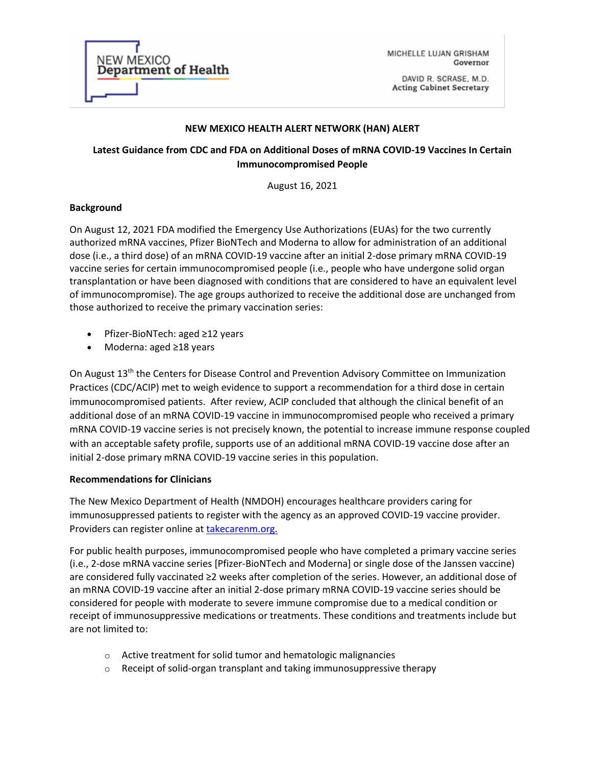NEW MEXICO
Department of Health

MICHELLE LUJAN GRISHAM
Governor

DAVID R. SCRASE, M.D.
Acting Cabinet Secretary

**NEW MEXICO HEALTH ALERT NETWORK (HAN) ALERT**

**Latest Guidance from CDC and FDA on Additional Doses of mRNA COVID-19 Vaccines In Certain Immunocompromised People**

August 16, 2021

**Background**

On August 12, 2021 FDA modified the Emergency Use Authorizations (EUAs) for the two currently authorized mRNA vaccines, Pfizer BioNTech and Moderna to allow for administration of an additional dose (i.e., a third dose) of an mRNA COVID-19 vaccine after an initial 2-dose primary mRNA COVID-19 vaccine series for certain immunocompromised people (i.e., people who have undergone solid organ transplantation or have been diagnosed with conditions that are considered to have an equivalent level of immunocompromise). The age groups authorized to receive the additional dose are unchanged from those authorized to receive the primary vaccination series:

- Pfizer-BioNTech: aged ≥12 years
- Moderna: aged ≥18 years

On August 13th the Centers for Disease Control and Prevention Advisory Committee on Immunization Practices (CDC/ACIP) met to weigh evidence to support a recommendation for a third dose in certain immunocompromised patients. After review, ACIP concluded that although the clinical benefit of an additional dose of an mRNA COVID-19 vaccine in immunocompromised people who received a primary mRNA COVID-19 vaccine series is not precisely known, the potential to increase immune response coupled with an acceptable safety profile, supports use of an additional mRNA COVID-19 vaccine dose after an initial 2-dose primary mRNA COVID-19 vaccine series in this population.

**Recommendations for Clinicians**

The New Mexico Department of Health (NMDOH) encourages healthcare providers caring for immunosuppressed patients to register with the agency as an approved COVID-19 vaccine provider. Providers can register online at takecarenm.org.

For public health purposes, immunocompromised people who have completed a primary vaccine series (i.e., 2-dose mRNA vaccine series [Pfizer-BioNTech and Moderna] or single dose of the Janssen vaccine) are considered fully vaccinated ≥2 weeks after completion of the series. However, an additional dose of an mRNA COVID-19 vaccine after an initial 2-dose primary mRNA COVID-19 vaccine series should be considered for people with moderate to severe immune compromise due to a medical condition or receipt of immunosuppressive medications or treatments. These conditions and treatments include but are not limited to:

- Active treatment for solid tumor and hematologic malignancies
- Receipt of solid-organ transplant and taking immunosuppressive therapy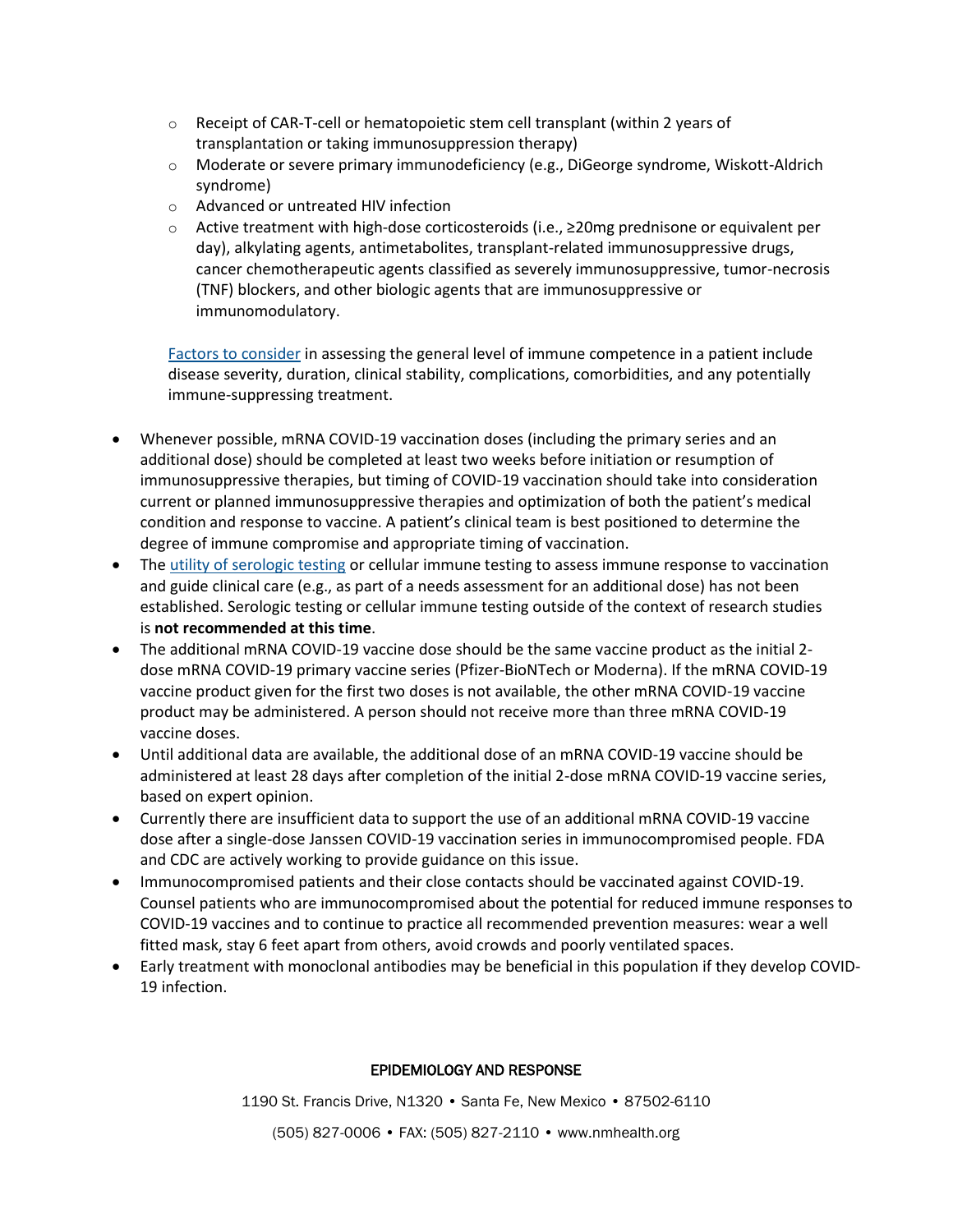- Receipt of CAR-T-cell or hematopoietic stem cell transplant (within 2 years of transplantation or taking immunosuppression therapy)
    - Moderate or severe primary immunodeficiency (e.g., DiGeorge syndrome, Wiskott-Aldrich syndrome)
    - Advanced or untreated HIV infection
    - Active treatment with high-dose corticosteroids (i.e., ≥20mg prednisone or equivalent per day), alkylating agents, antimetabolites, transplant-related immunosuppressive drugs, cancer chemotherapeutic agents classified as severely immunosuppressive, tumor-necrosis (TNF) blockers, and other biologic agents that are immunosuppressive or immunomodulatory.

  [Factors to consider](#) in assessing the general level of immune competence in a patient include disease severity, duration, clinical stability, complications, comorbidities, and any potentially immune-suppressing treatment.

- Whenever possible, mRNA COVID-19 vaccination doses (including the primary series and an additional dose) should be completed at least two weeks before initiation or resumption of immunosuppressive therapies, but timing of COVID-19 vaccination should take into consideration current or planned immunosuppressive therapies and optimization of both the patient's medical condition and response to vaccine. A patient's clinical team is best positioned to determine the degree of immune compromise and appropriate timing of vaccination.
- The [utility of serologic testing](#) or cellular immune testing to assess immune response to vaccination and guide clinical care (e.g., as part of a needs assessment for an additional dose) has not been established. Serologic testing or cellular immune testing outside of the context of research studies is **not recommended at this time**.
- The additional mRNA COVID-19 vaccine dose should be the same vaccine product as the initial 2-dose mRNA COVID-19 primary vaccine series (Pfizer-BioNTech or Moderna). If the mRNA COVID-19 vaccine product given for the first two doses is not available, the other mRNA COVID-19 vaccine product may be administered. A person should not receive more than three mRNA COVID-19 vaccine doses.
- Until additional data are available, the additional dose of an mRNA COVID-19 vaccine should be administered at least 28 days after completion of the initial 2-dose mRNA COVID-19 vaccine series, based on expert opinion.
- Currently there are insufficient data to support the use of an additional mRNA COVID-19 vaccine dose after a single-dose Janssen COVID-19 vaccination series in immunocompromised people. FDA and CDC are actively working to provide guidance on this issue.
- Immunocompromised patients and their close contacts should be vaccinated against COVID-19. Counsel patients who are immunocompromised about the potential for reduced immune responses to COVID-19 vaccines and to continue to practice all recommended prevention measures: wear a well fitted mask, stay 6 feet apart from others, avoid crowds and poorly ventilated spaces.
- Early treatment with monoclonal antibodies may be beneficial in this population if they develop COVID-19 infection.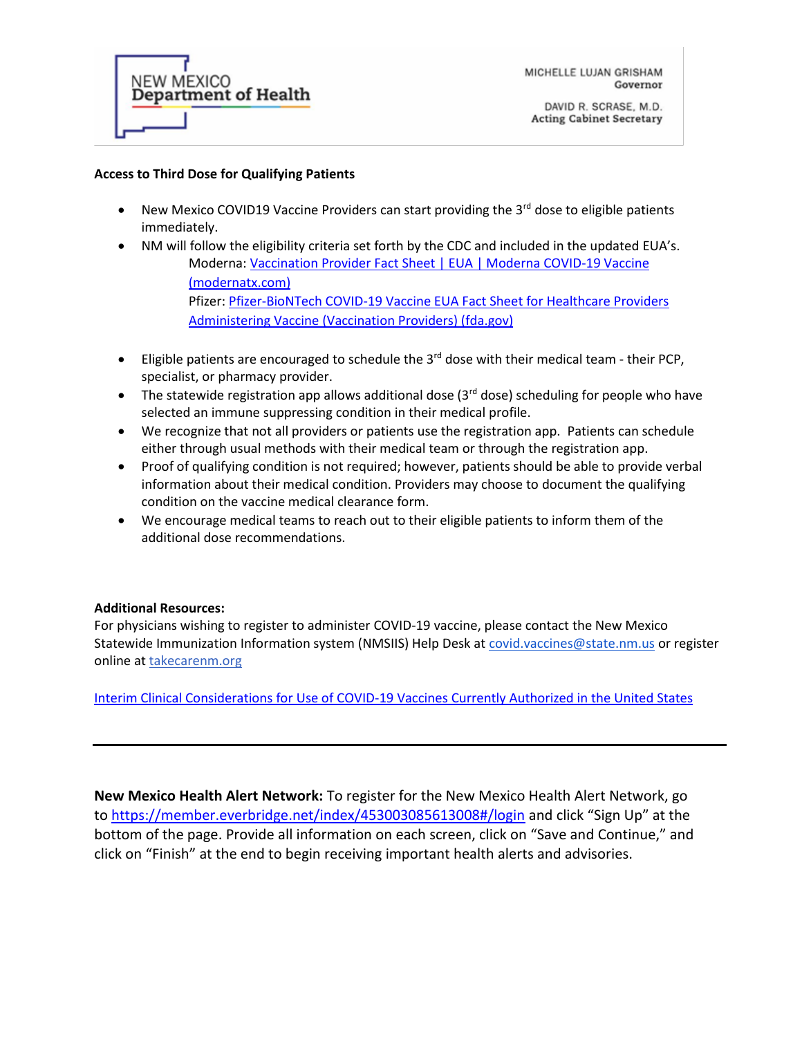NEW MEXICO
Department of Health

MICHELLE LUJAN GRISHAM
Governor

DAVID R. SCRASE, M.D.
Acting Cabinet Secretary

**Access to Third Dose for Qualifying Patients**

- New Mexico COVID19 Vaccine Providers can start providing the 3rd dose to eligible patients immediately.
- NM will follow the eligibility criteria set forth by the CDC and included in the updated EUA's.
  - Moderna: Vaccination Provider Fact Sheet | EUA | Moderna COVID-19 Vaccine (modernatx.com)
  - Pfizer: Pfizer-BioNTech COVID-19 Vaccine EUA Fact Sheet for Healthcare Providers Administering Vaccine (Vaccination Providers) (fda.gov)
- Eligible patients are encouraged to schedule the 3rd dose with their medical team - their PCP, specialist, or pharmacy provider.
- The statewide registration app allows additional dose (3rd dose) scheduling for people who have selected an immune suppressing condition in their medical profile.
- We recognize that not all providers or patients use the registration app. Patients can schedule either through usual methods with their medical team or through the registration app.
- Proof of qualifying condition is not required; however, patients should be able to provide verbal information about their medical condition. Providers may choose to document the qualifying condition on the vaccine medical clearance form.
- We encourage medical teams to reach out to their eligible patients to inform them of the additional dose recommendations.

**Additional Resources:**
For physicians wishing to register to administer COVID-19 vaccine, please contact the New Mexico Statewide Immunization Information system (NMSIIS) Help Desk at covid.vaccines@state.nm.us or register online at takecarenm.org

Interim Clinical Considerations for Use of COVID-19 Vaccines Currently Authorized in the United States

---

**New Mexico Health Alert Network:** To register for the New Mexico Health Alert Network, go to https://member.everbridge.net/index/453003085613008#/login and click "Sign Up" at the bottom of the page. Provide all information on each screen, click on "Save and Continue," and click on "Finish" at the end to begin receiving important health alerts and advisories.